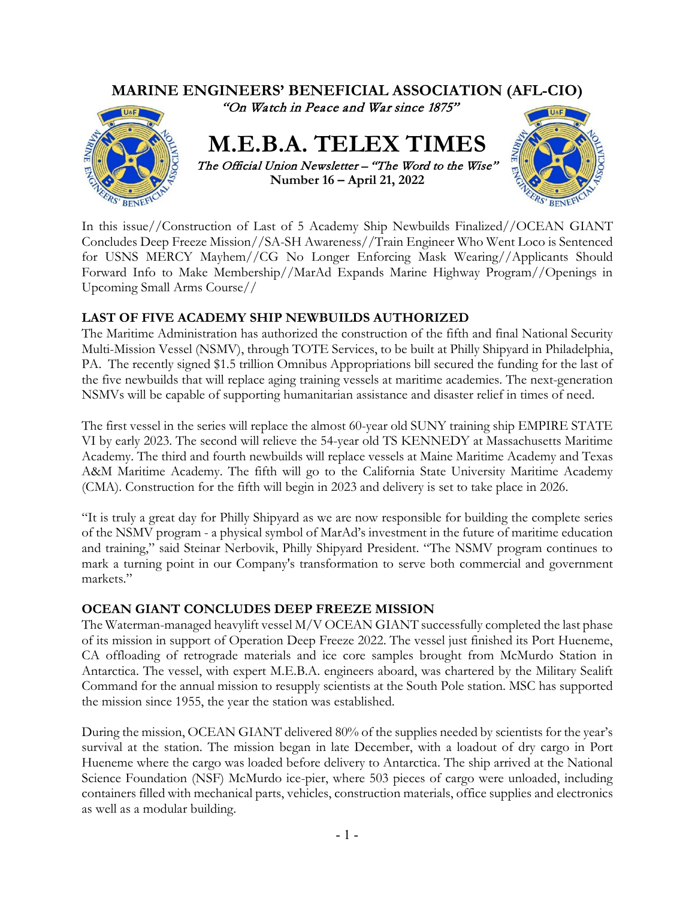# MARINE ENGINEERS' BENEFICIAL ASSOCIATION (AFL-CIO)

*"On Watch in Peace and War since 1875"*

# M.E.B.A. TELEX TIMES

*The Official Union Newsletter – "The Word to the Wise"*

**Number 16 – April 21, 2022**

In this issue//Construction of Last of 5 Academy Ship Newbuilds Finalized//OCEAN GIANT Concludes Deep Freeze Mission//SA-SH Awareness//Train Engineer Who Went Loco is Sentenced for USNS MERCY Mayhem//CG No Longer Enforcing Mask Wearing//Applicants Should Forward Info to Make Membership//MarAd Expands Marine Highway Program//Openings in Upcoming Small Arms Course//

## LAST OF FIVE ACADEMY SHIP NEWBUILDS AUTHORIZED

The Maritime Administration has authorized the construction of the fifth and final National Security Multi-Mission Vessel (NSMV), through TOTE Services, to be built at Philly Shipyard in Philadelphia, PA. The recently signed $1.5 trillion Omnibus Appropriations bill secured the funding for the last of the five newbuilds that will replace aging training vessels at maritime academies. The next-generation NSMVs will be capable of supporting humanitarian assistance and disaster relief in times of need.

The first vessel in the series will replace the almost 60-year old SUNY training ship EMPIRE STATE VI by early 2023. The second will relieve the 54-year old TS KENNEDY at Massachusetts Maritime Academy. The third and fourth newbuilds will replace vessels at Maine Maritime Academy and Texas A&M Maritime Academy. The fifth will go to the California State University Maritime Academy (CMA). Construction for the fifth will begin in 2023 and delivery is set to take place in 2026.

"It is truly a great day for Philly Shipyard as we are now responsible for building the complete series of the NSMV program - a physical symbol of MarAd's investment in the future of maritime education and training," said Steinar Nerbovik, Philly Shipyard President. "The NSMV program continues to mark a turning point in our Company's transformation to serve both commercial and government markets."

## OCEAN GIANT CONCLUDES DEEP FREEZE MISSION

The Waterman-managed heavylift vessel M/V OCEAN GIANT successfully completed the last phase of its mission in support of Operation Deep Freeze 2022. The vessel just finished its Port Hueneme, CA offloading of retrograde materials and ice core samples brought from McMurdo Station in Antarctica. The vessel, with expert M.E.B.A. engineers aboard, was chartered by the Military Sealift Command for the annual mission to resupply scientists at the South Pole station. MSC has supported the mission since 1955, the year the station was established.

During the mission, OCEAN GIANT delivered 80% of the supplies needed by scientists for the year's survival at the station. The mission began in late December, with a loadout of dry cargo in Port Hueneme where the cargo was loaded before delivery to Antarctica. The ship arrived at the National Science Foundation (NSF) McMurdo ice-pier, where 503 pieces of cargo were unloaded, including containers filled with mechanical parts, vehicles, construction materials, office supplies and electronics as well as a modular building.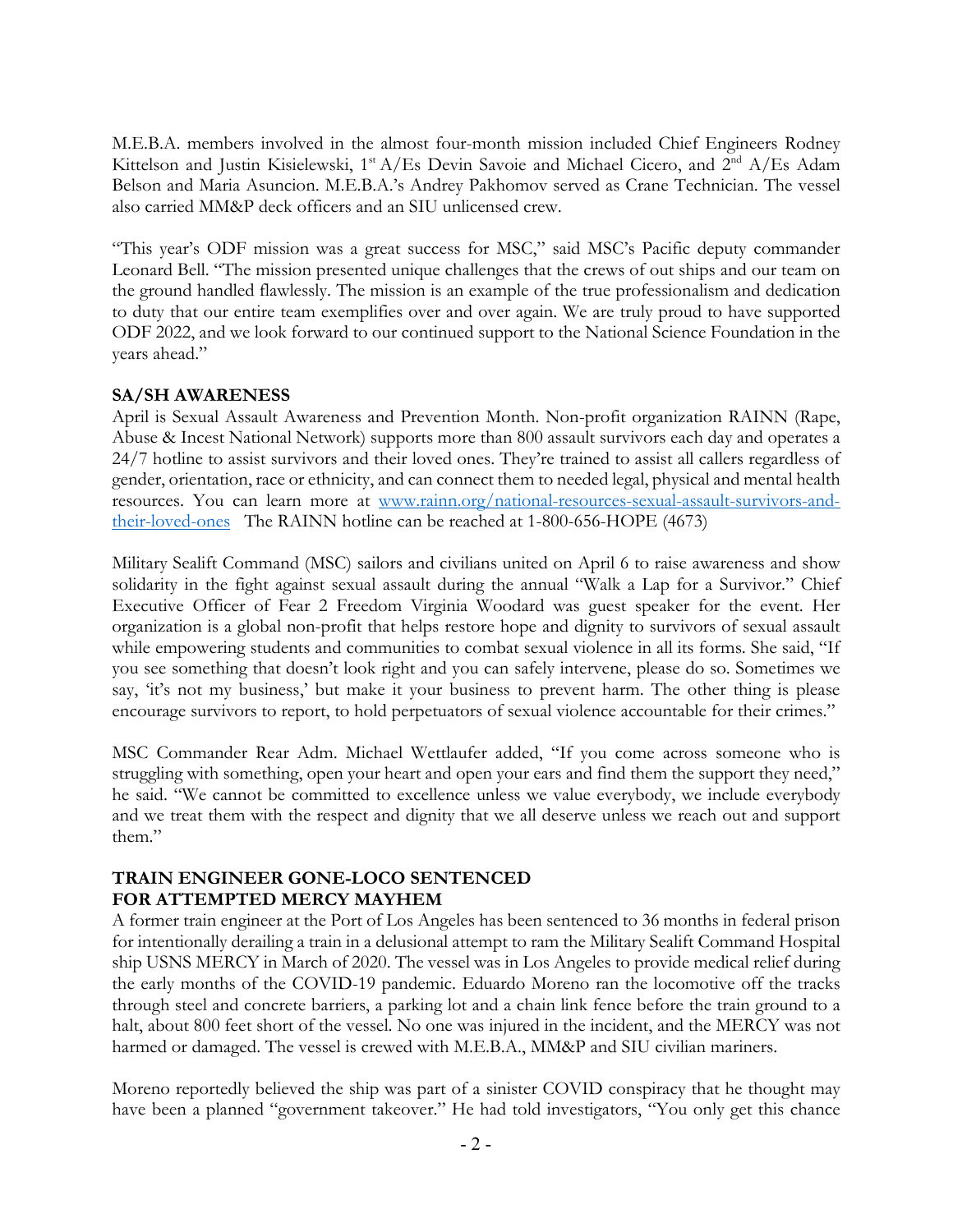M.E.B.A. members involved in the almost four-month mission included Chief Engineers Rodney Kittelson and Justin Kisielewski, 1st A/Es Devin Savoie and Michael Cicero, and 2nd A/Es Adam Belson and Maria Asuncion. M.E.B.A.'s Andrey Pakhomov served as Crane Technician. The vessel also carried MM&P deck officers and an SIU unlicensed crew.

"This year's ODF mission was a great success for MSC," said MSC's Pacific deputy commander Leonard Bell. "The mission presented unique challenges that the crews of out ships and our team on the ground handled flawlessly. The mission is an example of the true professionalism and dedication to duty that our entire team exemplifies over and over again. We are truly proud to have supported ODF 2022, and we look forward to our continued support to the National Science Foundation in the years ahead."

**SA/SH AWARENESS**

April is Sexual Assault Awareness and Prevention Month. Non-profit organization RAINN (Rape, Abuse & Incest National Network) supports more than 800 assault survivors each day and operates a 24/7 hotline to assist survivors and their loved ones. They're trained to assist all callers regardless of gender, orientation, race or ethnicity, and can connect them to needed legal, physical and mental health resources. You can learn more at [www.rainn.org/national-resources-sexual-assault-survivors-and-their-loved-ones](www.rainn.org/national-resources-sexual-assault-survivors-and-their-loved-ones) The RAINN hotline can be reached at 1-800-656-HOPE (4673)

Military Sealift Command (MSC) sailors and civilians united on April 6 to raise awareness and show solidarity in the fight against sexual assault during the annual "Walk a Lap for a Survivor." Chief Executive Officer of Fear 2 Freedom Virginia Woodard was guest speaker for the event. Her organization is a global non-profit that helps restore hope and dignity to survivors of sexual assault while empowering students and communities to combat sexual violence in all its forms. She said, "If you see something that doesn't look right and you can safely intervene, please do so. Sometimes we say, 'it's not my business,' but make it your business to prevent harm. The other thing is please encourage survivors to report, to hold perpetuators of sexual violence accountable for their crimes."

MSC Commander Rear Adm. Michael Wettlaufer added, "If you come across someone who is struggling with something, open your heart and open your ears and find them the support they need," he said. "We cannot be committed to excellence unless we value everybody, we include everybody and we treat them with the respect and dignity that we all deserve unless we reach out and support them."

**TRAIN ENGINEER GONE-LOCO SENTENCED FOR ATTEMPTED MERCY MAYHEM**

A former train engineer at the Port of Los Angeles has been sentenced to 36 months in federal prison for intentionally derailing a train in a delusional attempt to ram the Military Sealift Command Hospital ship USNS MERCY in March of 2020. The vessel was in Los Angeles to provide medical relief during the early months of the COVID-19 pandemic. Eduardo Moreno ran the locomotive off the tracks through steel and concrete barriers, a parking lot and a chain link fence before the train ground to a halt, about 800 feet short of the vessel. No one was injured in the incident, and the MERCY was not harmed or damaged. The vessel is crewed with M.E.B.A., MM&P and SIU civilian mariners.

Moreno reportedly believed the ship was part of a sinister COVID conspiracy that he thought may have been a planned "government takeover." He had told investigators, "You only get this chance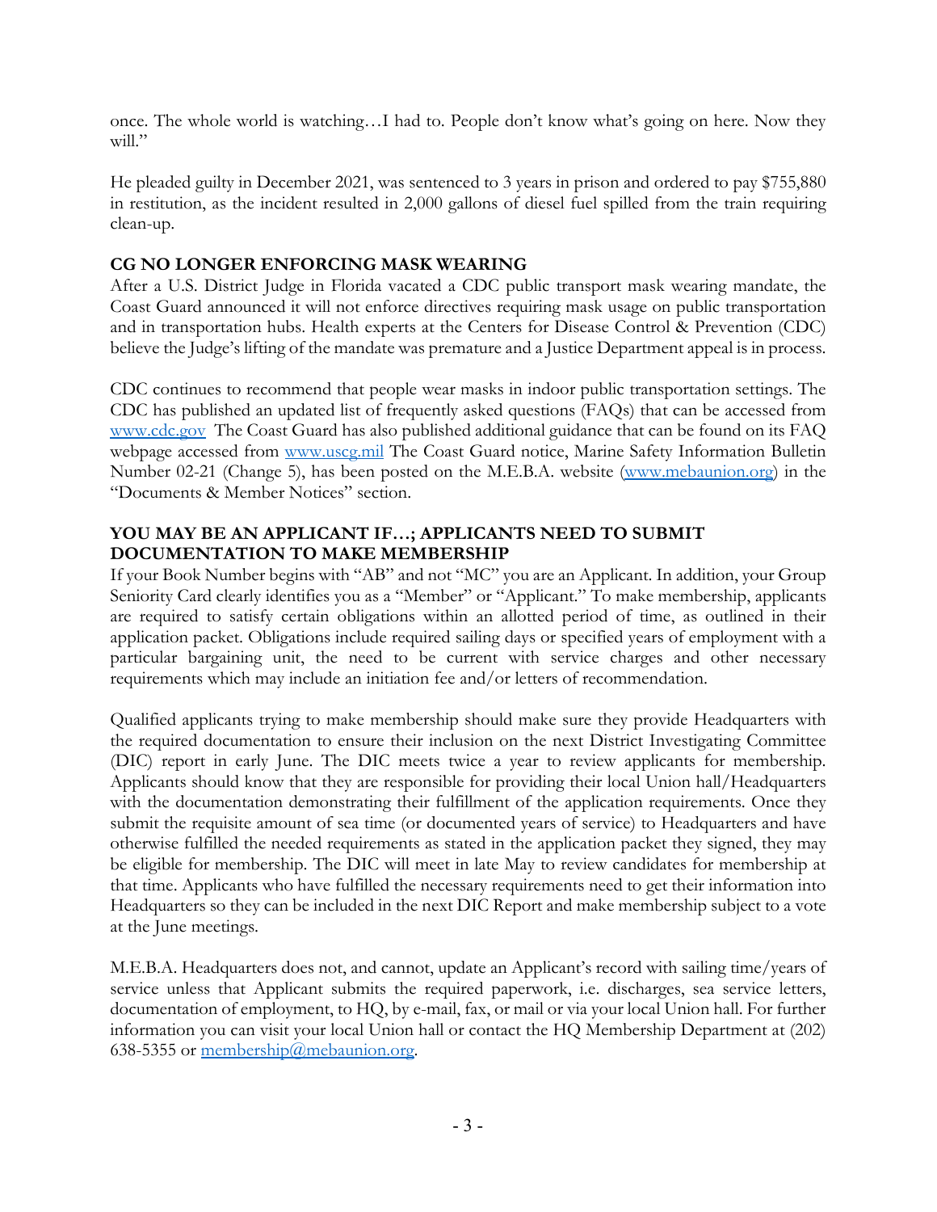once. The whole world is watching…I had to. People don't know what's going on here. Now they will."

He pleaded guilty in December 2021, was sentenced to 3 years in prison and ordered to pay $755,880 in restitution, as the incident resulted in 2,000 gallons of diesel fuel spilled from the train requiring clean-up.

**CG NO LONGER ENFORCING MASK WEARING**

After a U.S. District Judge in Florida vacated a CDC public transport mask wearing mandate, the Coast Guard announced it will not enforce directives requiring mask usage on public transportation and in transportation hubs. Health experts at the Centers for Disease Control & Prevention (CDC) believe the Judge's lifting of the mandate was premature and a Justice Department appeal is in process.

CDC continues to recommend that people wear masks in indoor public transportation settings. The CDC has published an updated list of frequently asked questions (FAQs) that can be accessed from [www.cdc.gov](http://www.cdc.gov) The Coast Guard has also published additional guidance that can be found on its FAQ webpage accessed from [www.uscg.mil](http://www.uscg.mil) The Coast Guard notice, Marine Safety Information Bulletin Number 02-21 (Change 5), has been posted on the M.E.B.A. website ([www.mebaunion.org](http://www.mebaunion.org)) in the "Documents & Member Notices" section.

**YOU MAY BE AN APPLICANT IF…; APPLICANTS NEED TO SUBMIT DOCUMENTATION TO MAKE MEMBERSHIP**

If your Book Number begins with "AB" and not "MC" you are an Applicant. In addition, your Group Seniority Card clearly identifies you as a "Member" or "Applicant." To make membership, applicants are required to satisfy certain obligations within an allotted period of time, as outlined in their application packet. Obligations include required sailing days or specified years of employment with a particular bargaining unit, the need to be current with service charges and other necessary requirements which may include an initiation fee and/or letters of recommendation.

Qualified applicants trying to make membership should make sure they provide Headquarters with the required documentation to ensure their inclusion on the next District Investigating Committee (DIC) report in early June. The DIC meets twice a year to review applicants for membership. Applicants should know that they are responsible for providing their local Union hall/Headquarters with the documentation demonstrating their fulfillment of the application requirements. Once they submit the requisite amount of sea time (or documented years of service) to Headquarters and have otherwise fulfilled the needed requirements as stated in the application packet they signed, they may be eligible for membership. The DIC will meet in late May to review candidates for membership at that time. Applicants who have fulfilled the necessary requirements need to get their information into Headquarters so they can be included in the next DIC Report and make membership subject to a vote at the June meetings.

M.E.B.A. Headquarters does not, and cannot, update an Applicant's record with sailing time/years of service unless that Applicant submits the required paperwork, i.e. discharges, sea service letters, documentation of employment, to HQ, by e-mail, fax, or mail or via your local Union hall. For further information you can visit your local Union hall or contact the HQ Membership Department at (202) 638-5355 or [membership@mebaunion.org](mailto:membership@mebaunion.org).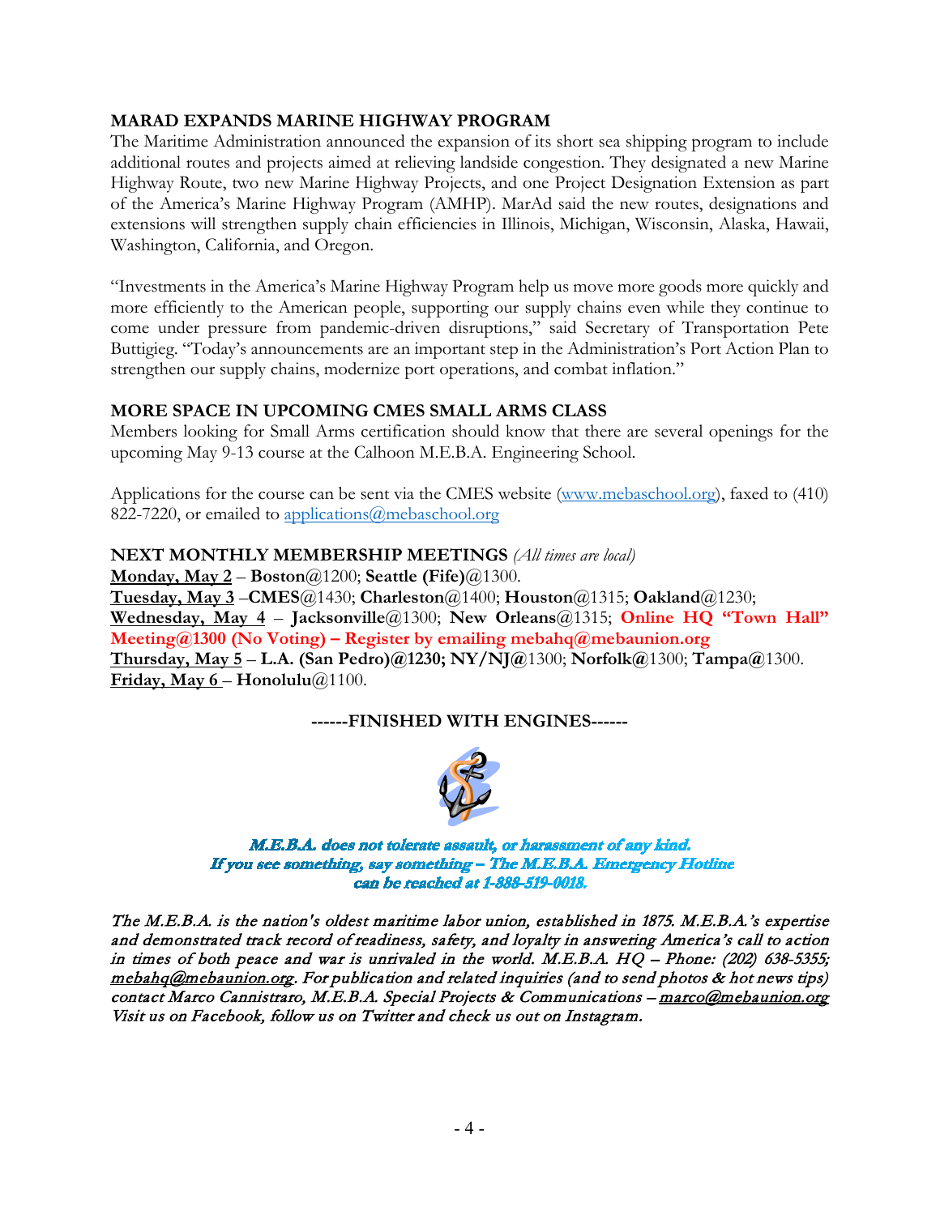## MARAD EXPANDS MARINE HIGHWAY PROGRAM

The Maritime Administration announced the expansion of its short sea shipping program to include additional routes and projects aimed at relieving landside congestion. They designated a new Marine Highway Route, two new Marine Highway Projects, and one Project Designation Extension as part of the America's Marine Highway Program (AMHP). MarAd said the new routes, designations and extensions will strengthen supply chain efficiencies in Illinois, Michigan, Wisconsin, Alaska, Hawaii, Washington, California, and Oregon.

"Investments in the America's Marine Highway Program help us move more goods more quickly and more efficiently to the American people, supporting our supply chains even while they continue to come under pressure from pandemic-driven disruptions," said Secretary of Transportation Pete Buttigieg. "Today's announcements are an important step in the Administration's Port Action Plan to strengthen our supply chains, modernize port operations, and combat inflation."

## MORE SPACE IN UPCOMING CMES SMALL ARMS CLASS

Members looking for Small Arms certification should know that there are several openings for the upcoming May 9-13 course at the Calhoon M.E.B.A. Engineering School.

Applications for the course can be sent via the CMES website (www.mebaschool.org), faxed to (410) 822-7220, or emailed to applications@mebaschool.org

## NEXT MONTHLY MEMBERSHIP MEETINGS *(All times are local)*

**Monday, May 2** – **Boston**@1200; **Seattle (Fife)**@1300.
**Tuesday, May 3** –**CMES**@1430; **Charleston**@1400; **Houston**@1315; **Oakland**@1230;
**Wednesday, May 4** – **Jacksonville**@1300; **New Orleans**@1315; **Online HQ "Town Hall" Meeting@1300 (No Voting) – Register by emailing mebahq@mebaunion.org**
**Thursday, May 5** – **L.A. (San Pedro)@1230; NY/NJ@**1300; **Norfolk@**1300; **Tampa@**1300.
**Friday, May 6** – **Honolulu**@1100.

**------FINISHED WITH ENGINES------**

***M.E.B.A. does not tolerate assault, or harassment of any kind.***
***If you see something, say something – The M.E.B.A. Emergency Hotline can be reached at 1-888-519-0018.***

*The M.E.B.A. is the nation's oldest maritime labor union, established in 1875. M.E.B.A.'s expertise and demonstrated track record of readiness, safety, and loyalty in answering America's call to action in times of both peace and war is unrivaled in the world. M.E.B.A. HQ – Phone: (202) 638-5355; mebahq@mebaunion.org. For publication and related inquiries (and to send photos & hot news tips) contact Marco Cannistraro, M.E.B.A. Special Projects & Communications – marco@mebaunion.org Visit us on Facebook, follow us on Twitter and check us out on Instagram.*